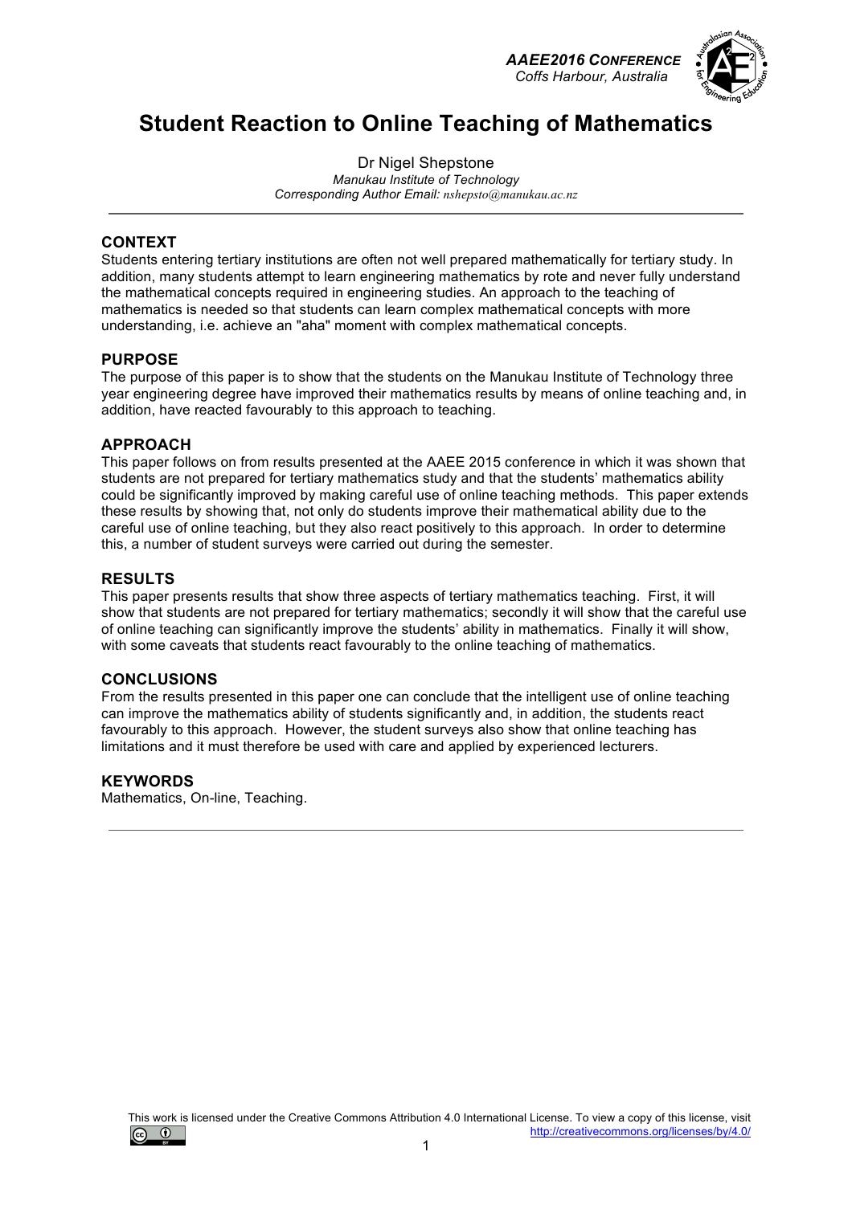# Student Reaction to Online Teaching of Mathematics

Dr Nigel Shepstone
*Manukau Institute of Technology*
*Corresponding Author Email: nshepsto@manukau.ac.nz*

## CONTEXT

Students entering tertiary institutions are often not well prepared mathematically for tertiary study. In addition, many students attempt to learn engineering mathematics by rote and never fully understand the mathematical concepts required in engineering studies. An approach to the teaching of mathematics is needed so that students can learn complex mathematical concepts with more understanding, i.e. achieve an "aha" moment with complex mathematical concepts.

## PURPOSE

The purpose of this paper is to show that the students on the Manukau Institute of Technology three year engineering degree have improved their mathematics results by means of online teaching and, in addition, have reacted favourably to this approach to teaching.

## APPROACH

This paper follows on from results presented at the AAEE 2015 conference in which it was shown that students are not prepared for tertiary mathematics study and that the students' mathematics ability could be significantly improved by making careful use of online teaching methods. This paper extends these results by showing that, not only do students improve their mathematical ability due to the careful use of online teaching, but they also react positively to this approach. In order to determine this, a number of student surveys were carried out during the semester.

## RESULTS

This paper presents results that show three aspects of tertiary mathematics teaching. First, it will show that students are not prepared for tertiary mathematics; secondly it will show that the careful use of online teaching can significantly improve the students' ability in mathematics. Finally it will show, with some caveats that students react favourably to the online teaching of mathematics.

## CONCLUSIONS

From the results presented in this paper one can conclude that the intelligent use of online teaching can improve the mathematics ability of students significantly and, in addition, the students react favourably to this approach. However, the student surveys also show that online teaching has limitations and it must therefore be used with care and applied by experienced lecturers.

## KEYWORDS

Mathematics, On-line, Teaching.

This work is licensed under the Creative Commons Attribution 4.0 International License. To view a copy of this license, visit http://creativecommons.org/licenses/by/4.0/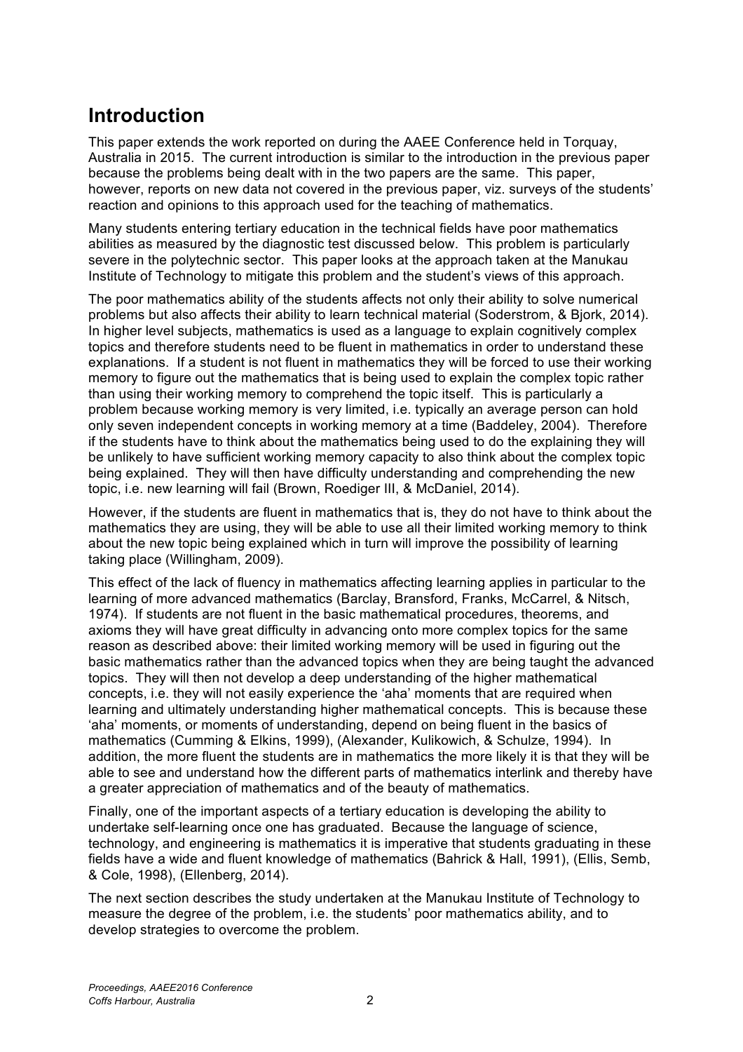## Introduction

This paper extends the work reported on during the AAEE Conference held in Torquay, Australia in 2015. The current introduction is similar to the introduction in the previous paper because the problems being dealt with in the two papers are the same. This paper, however, reports on new data not covered in the previous paper, viz. surveys of the students' reaction and opinions to this approach used for the teaching of mathematics.

Many students entering tertiary education in the technical fields have poor mathematics abilities as measured by the diagnostic test discussed below. This problem is particularly severe in the polytechnic sector. This paper looks at the approach taken at the Manukau Institute of Technology to mitigate this problem and the student's views of this approach.

The poor mathematics ability of the students affects not only their ability to solve numerical problems but also affects their ability to learn technical material (Soderstrom, & Bjork, 2014). In higher level subjects, mathematics is used as a language to explain cognitively complex topics and therefore students need to be fluent in mathematics in order to understand these explanations. If a student is not fluent in mathematics they will be forced to use their working memory to figure out the mathematics that is being used to explain the complex topic rather than using their working memory to comprehend the topic itself. This is particularly a problem because working memory is very limited, i.e. typically an average person can hold only seven independent concepts in working memory at a time (Baddeley, 2004). Therefore if the students have to think about the mathematics being used to do the explaining they will be unlikely to have sufficient working memory capacity to also think about the complex topic being explained. They will then have difficulty understanding and comprehending the new topic, i.e. new learning will fail (Brown, Roediger III, & McDaniel, 2014).

However, if the students are fluent in mathematics that is, they do not have to think about the mathematics they are using, they will be able to use all their limited working memory to think about the new topic being explained which in turn will improve the possibility of learning taking place (Willingham, 2009).

This effect of the lack of fluency in mathematics affecting learning applies in particular to the learning of more advanced mathematics (Barclay, Bransford, Franks, McCarrel, & Nitsch, 1974). If students are not fluent in the basic mathematical procedures, theorems, and axioms they will have great difficulty in advancing onto more complex topics for the same reason as described above: their limited working memory will be used in figuring out the basic mathematics rather than the advanced topics when they are being taught the advanced topics. They will then not develop a deep understanding of the higher mathematical concepts, i.e. they will not easily experience the 'aha' moments that are required when learning and ultimately understanding higher mathematical concepts. This is because these 'aha' moments, or moments of understanding, depend on being fluent in the basics of mathematics (Cumming & Elkins, 1999), (Alexander, Kulikowich, & Schulze, 1994). In addition, the more fluent the students are in mathematics the more likely it is that they will be able to see and understand how the different parts of mathematics interlink and thereby have a greater appreciation of mathematics and of the beauty of mathematics.

Finally, one of the important aspects of a tertiary education is developing the ability to undertake self-learning once one has graduated. Because the language of science, technology, and engineering is mathematics it is imperative that students graduating in these fields have a wide and fluent knowledge of mathematics (Bahrick & Hall, 1991), (Ellis, Semb, & Cole, 1998), (Ellenberg, 2014).

The next section describes the study undertaken at the Manukau Institute of Technology to measure the degree of the problem, i.e. the students' poor mathematics ability, and to develop strategies to overcome the problem.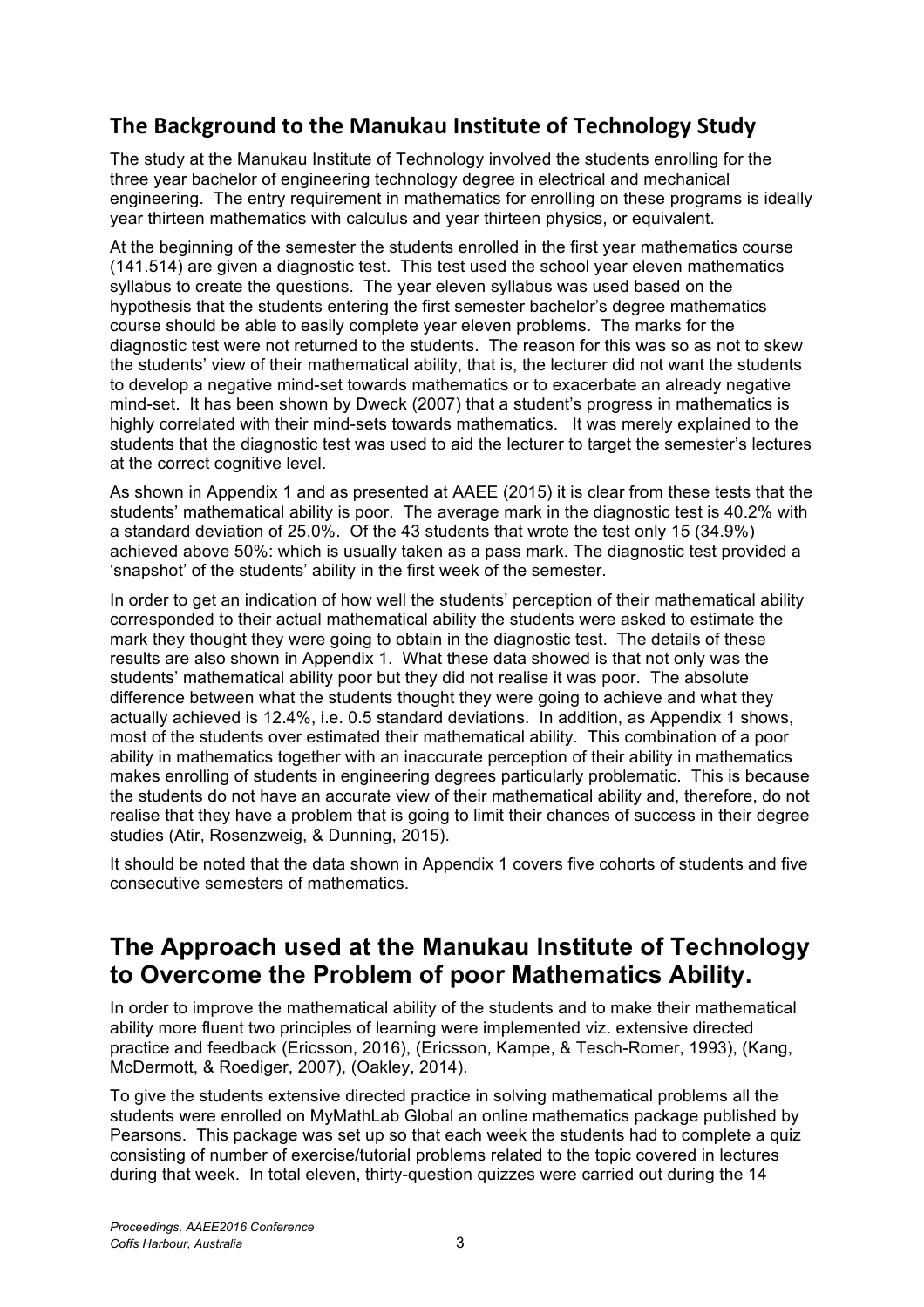## The Background to the Manukau Institute of Technology Study

The study at the Manukau Institute of Technology involved the students enrolling for the three year bachelor of engineering technology degree in electrical and mechanical engineering. The entry requirement in mathematics for enrolling on these programs is ideally year thirteen mathematics with calculus and year thirteen physics, or equivalent.

At the beginning of the semester the students enrolled in the first year mathematics course (141.514) are given a diagnostic test. This test used the school year eleven mathematics syllabus to create the questions. The year eleven syllabus was used based on the hypothesis that the students entering the first semester bachelor's degree mathematics course should be able to easily complete year eleven problems. The marks for the diagnostic test were not returned to the students. The reason for this was so as not to skew the students' view of their mathematical ability, that is, the lecturer did not want the students to develop a negative mind-set towards mathematics or to exacerbate an already negative mind-set. It has been shown by Dweck (2007) that a student's progress in mathematics is highly correlated with their mind-sets towards mathematics. It was merely explained to the students that the diagnostic test was used to aid the lecturer to target the semester's lectures at the correct cognitive level.

As shown in Appendix 1 and as presented at AAEE (2015) it is clear from these tests that the students' mathematical ability is poor. The average mark in the diagnostic test is 40.2% with a standard deviation of 25.0%. Of the 43 students that wrote the test only 15 (34.9%) achieved above 50%: which is usually taken as a pass mark. The diagnostic test provided a 'snapshot' of the students' ability in the first week of the semester.

In order to get an indication of how well the students' perception of their mathematical ability corresponded to their actual mathematical ability the students were asked to estimate the mark they thought they were going to obtain in the diagnostic test. The details of these results are also shown in Appendix 1. What these data showed is that not only was the students' mathematical ability poor but they did not realise it was poor. The absolute difference between what the students thought they were going to achieve and what they actually achieved is 12.4%, i.e. 0.5 standard deviations. In addition, as Appendix 1 shows, most of the students over estimated their mathematical ability. This combination of a poor ability in mathematics together with an inaccurate perception of their ability in mathematics makes enrolling of students in engineering degrees particularly problematic. This is because the students do not have an accurate view of their mathematical ability and, therefore, do not realise that they have a problem that is going to limit their chances of success in their degree studies (Atir, Rosenzweig, & Dunning, 2015).

It should be noted that the data shown in Appendix 1 covers five cohorts of students and five consecutive semesters of mathematics.

# The Approach used at the Manukau Institute of Technology to Overcome the Problem of poor Mathematics Ability.

In order to improve the mathematical ability of the students and to make their mathematical ability more fluent two principles of learning were implemented viz. extensive directed practice and feedback (Ericsson, 2016), (Ericsson, Kampe, & Tesch-Romer, 1993), (Kang, McDermott, & Roediger, 2007), (Oakley, 2014).

To give the students extensive directed practice in solving mathematical problems all the students were enrolled on MyMathLab Global an online mathematics package published by Pearsons. This package was set up so that each week the students had to complete a quiz consisting of number of exercise/tutorial problems related to the topic covered in lectures during that week. In total eleven, thirty-question quizzes were carried out during the 14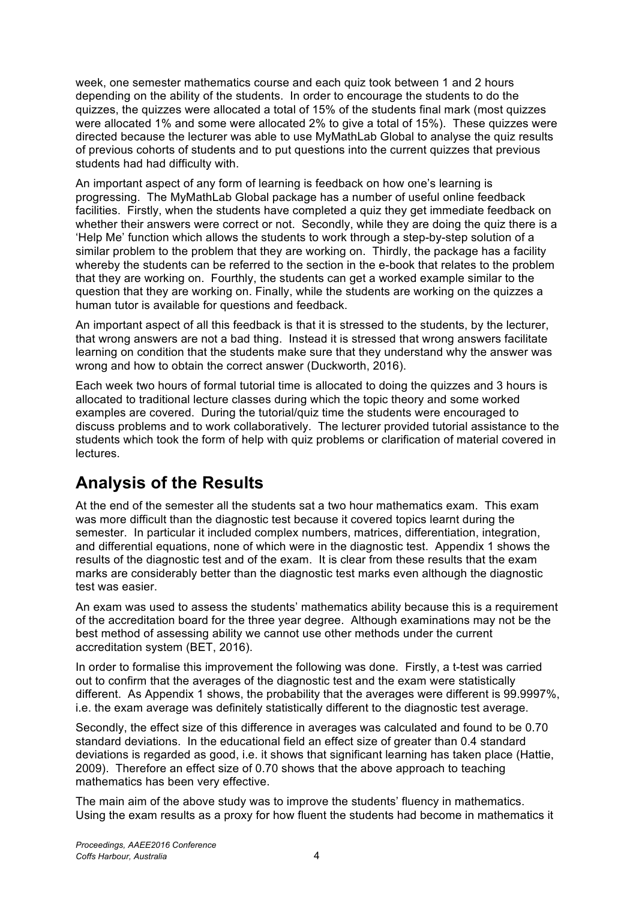week, one semester mathematics course and each quiz took between 1 and 2 hours depending on the ability of the students. In order to encourage the students to do the quizzes, the quizzes were allocated a total of 15% of the students final mark (most quizzes were allocated 1% and some were allocated 2% to give a total of 15%). These quizzes were directed because the lecturer was able to use MyMathLab Global to analyse the quiz results of previous cohorts of students and to put questions into the current quizzes that previous students had had difficulty with.

An important aspect of any form of learning is feedback on how one's learning is progressing. The MyMathLab Global package has a number of useful online feedback facilities. Firstly, when the students have completed a quiz they get immediate feedback on whether their answers were correct or not. Secondly, while they are doing the quiz there is a 'Help Me' function which allows the students to work through a step-by-step solution of a similar problem to the problem that they are working on. Thirdly, the package has a facility whereby the students can be referred to the section in the e-book that relates to the problem that they are working on. Fourthly, the students can get a worked example similar to the question that they are working on. Finally, while the students are working on the quizzes a human tutor is available for questions and feedback.

An important aspect of all this feedback is that it is stressed to the students, by the lecturer, that wrong answers are not a bad thing. Instead it is stressed that wrong answers facilitate learning on condition that the students make sure that they understand why the answer was wrong and how to obtain the correct answer (Duckworth, 2016).

Each week two hours of formal tutorial time is allocated to doing the quizzes and 3 hours is allocated to traditional lecture classes during which the topic theory and some worked examples are covered. During the tutorial/quiz time the students were encouraged to discuss problems and to work collaboratively. The lecturer provided tutorial assistance to the students which took the form of help with quiz problems or clarification of material covered in lectures.

## Analysis of the Results

At the end of the semester all the students sat a two hour mathematics exam. This exam was more difficult than the diagnostic test because it covered topics learnt during the semester. In particular it included complex numbers, matrices, differentiation, integration, and differential equations, none of which were in the diagnostic test. Appendix 1 shows the results of the diagnostic test and of the exam. It is clear from these results that the exam marks are considerably better than the diagnostic test marks even although the diagnostic test was easier.

An exam was used to assess the students' mathematics ability because this is a requirement of the accreditation board for the three year degree. Although examinations may not be the best method of assessing ability we cannot use other methods under the current accreditation system (BET, 2016).

In order to formalise this improvement the following was done. Firstly, a t-test was carried out to confirm that the averages of the diagnostic test and the exam were statistically different. As Appendix 1 shows, the probability that the averages were different is 99.9997%, i.e. the exam average was definitely statistically different to the diagnostic test average.

Secondly, the effect size of this difference in averages was calculated and found to be 0.70 standard deviations. In the educational field an effect size of greater than 0.4 standard deviations is regarded as good, i.e. it shows that significant learning has taken place (Hattie, 2009). Therefore an effect size of 0.70 shows that the above approach to teaching mathematics has been very effective.

The main aim of the above study was to improve the students' fluency in mathematics. Using the exam results as a proxy for how fluent the students had become in mathematics it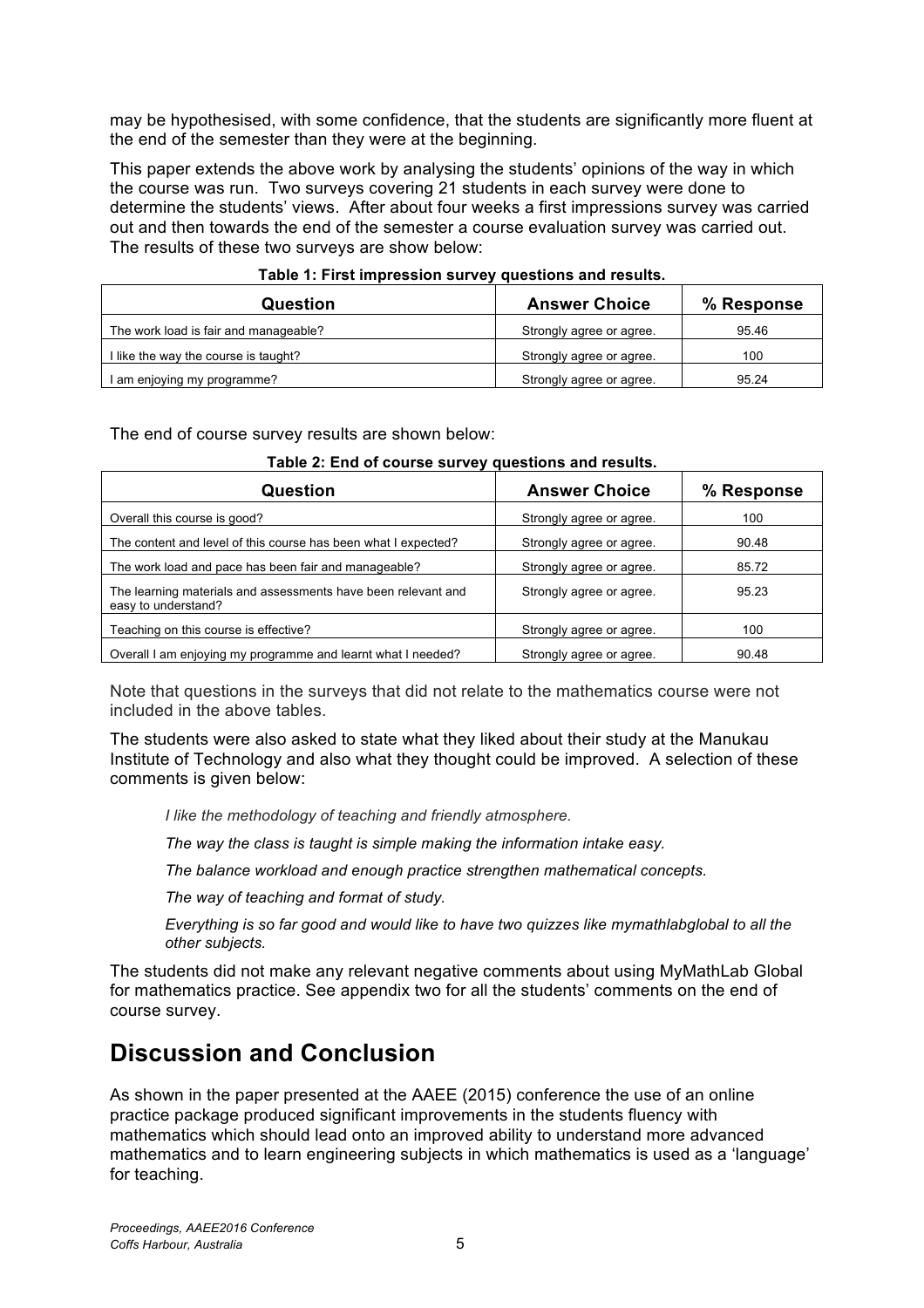may be hypothesised, with some confidence, that the students are significantly more fluent at the end of the semester than they were at the beginning.

This paper extends the above work by analysing the students' opinions of the way in which the course was run. Two surveys covering 21 students in each survey were done to determine the students' views. After about four weeks a first impressions survey was carried out and then towards the end of the semester a course evaluation survey was carried out. The results of these two surveys are show below:

**Table 1: First impression survey questions and results.**

| Question | Answer Choice | % Response |
|---|---|---|
| The work load is fair and manageable? | Strongly agree or agree. | 95.46 |
| I like the way the course is taught? | Strongly agree or agree. | 100 |
| I am enjoying my programme? | Strongly agree or agree. | 95.24 |

The end of course survey results are shown below:

**Table 2: End of course survey questions and results.**

| Question | Answer Choice | % Response |
|---|---|---|
| Overall this course is good? | Strongly agree or agree. | 100 |
| The content and level of this course has been what I expected? | Strongly agree or agree. | 90.48 |
| The work load and pace has been fair and manageable? | Strongly agree or agree. | 85.72 |
| The learning materials and assessments have been relevant and easy to understand? | Strongly agree or agree. | 95.23 |
| Teaching on this course is effective? | Strongly agree or agree. | 100 |
| Overall I am enjoying my programme and learnt what I needed? | Strongly agree or agree. | 90.48 |

Note that questions in the surveys that did not relate to the mathematics course were not included in the above tables.

The students were also asked to state what they liked about their study at the Manukau Institute of Technology and also what they thought could be improved. A selection of these comments is given below:

> *I like the methodology of teaching and friendly atmosphere.*
>
> *The way the class is taught is simple making the information intake easy.*
>
> *The balance workload and enough practice strengthen mathematical concepts.*
>
> *The way of teaching and format of study.*
>
> *Everything is so far good and would like to have two quizzes like mymathlabglobal to all the other subjects.*

The students did not make any relevant negative comments about using MyMathLab Global for mathematics practice. See appendix two for all the students' comments on the end of course survey.

# Discussion and Conclusion

As shown in the paper presented at the AAEE (2015) conference the use of an online practice package produced significant improvements in the students fluency with mathematics which should lead onto an improved ability to understand more advanced mathematics and to learn engineering subjects in which mathematics is used as a 'language' for teaching.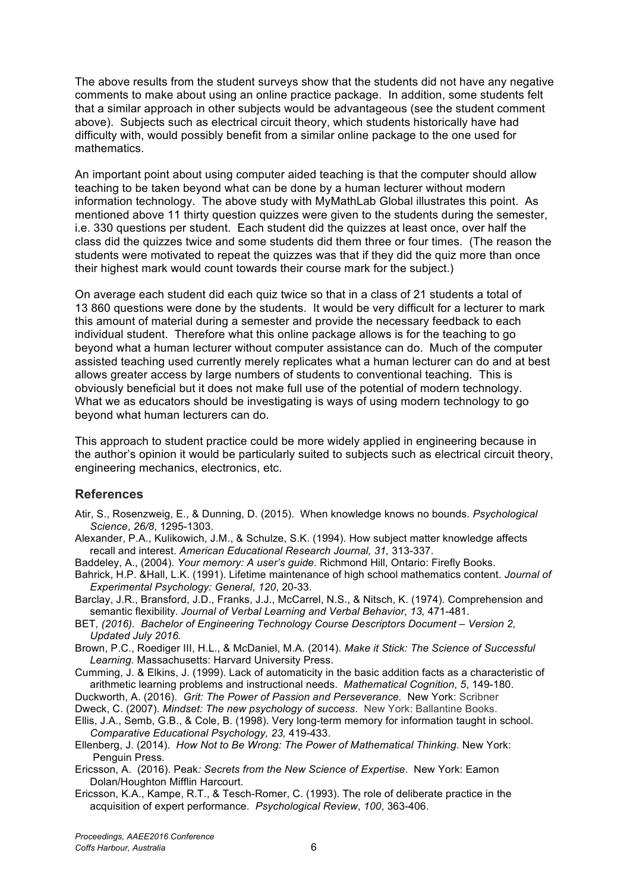The above results from the student surveys show that the students did not have any negative comments to make about using an online practice package. In addition, some students felt that a similar approach in other subjects would be advantageous (see the student comment above). Subjects such as electrical circuit theory, which students historically have had difficulty with, would possibly benefit from a similar online package to the one used for mathematics.

An important point about using computer aided teaching is that the computer should allow teaching to be taken beyond what can be done by a human lecturer without modern information technology. The above study with MyMathLab Global illustrates this point. As mentioned above 11 thirty question quizzes were given to the students during the semester, i.e. 330 questions per student. Each student did the quizzes at least once, over half the class did the quizzes twice and some students did them three or four times. (The reason the students were motivated to repeat the quizzes was that if they did the quiz more than once their highest mark would count towards their course mark for the subject.)

On average each student did each quiz twice so that in a class of 21 students a total of 13 860 questions were done by the students. It would be very difficult for a lecturer to mark this amount of material during a semester and provide the necessary feedback to each individual student. Therefore what this online package allows is for the teaching to go beyond what a human lecturer without computer assistance can do. Much of the computer assisted teaching used currently merely replicates what a human lecturer can do and at best allows greater access by large numbers of students to conventional teaching. This is obviously beneficial but it does not make full use of the potential of modern technology. What we as educators should be investigating is ways of using modern technology to go beyond what human lecturers can do.

This approach to student practice could be more widely applied in engineering because in the author's opinion it would be particularly suited to subjects such as electrical circuit theory, engineering mechanics, electronics, etc.

## References

Atir, S., Rosenzweig, E., & Dunning, D. (2015). When knowledge knows no bounds. *Psychological Science*, *26/8*, 1295-1303.

Alexander, P.A., Kulikowich, J.M., & Schulze, S.K. (1994). How subject matter knowledge affects recall and interest. *American Educational Research Journal, 31,* 313-337.

Baddeley, A., (2004). *Your memory: A user's guide*. Richmond Hill, Ontario: Firefly Books.

Bahrick, H.P. &Hall, L.K. (1991). Lifetime maintenance of high school mathematics content. *Journal of Experimental Psychology: General*, *120*, 20-33.

Barclay, J.R., Bransford, J.D., Franks, J.J., McCarrel, N.S., & Nitsch, K. (1974). Comprehension and semantic flexibility. *Journal of Verbal Learning and Verbal Behavior*, *13,* 471-481.

BET*, (2016). Bachelor of Engineering Technology Course Descriptors Document – Version 2, Updated July 2016.*

Brown, P.C., Roediger III, H.L., & McDaniel, M.A. (2014). *Make it Stick: The Science of Successful Learning*. Massachusetts: Harvard University Press.

Cumming, J. & Elkins, J. (1999). Lack of automaticity in the basic addition facts as a characteristic of arithmetic learning problems and instructional needs. *Mathematical Cognition*, *5*, 149-180.

Duckworth, A. (2016). *Grit: The Power of Passion and Perseverance.* New York: Scribner

Dweck, C. (2007). *Mindset: The new psychology of success*. New York: Ballantine Books.

Ellis, J.A., Semb, G.B., & Cole, B. (1998). Very long-term memory for information taught in school. *Comparative Educational Psychology, 23,* 419-433.

Ellenberg, J. (2014). *How Not to Be Wrong: The Power of Mathematical Thinking*. New York: Penguin Press.

Ericsson, A. (2016). Peak*: Secrets from the New Science of Expertise*. New York: Eamon Dolan/Houghton Mifflin Harcourt.

Ericsson, K.A., Kampe, R.T., & Tesch-Romer, C. (1993). The role of deliberate practice in the acquisition of expert performance. *Psychological Review*, *100*, 363-406.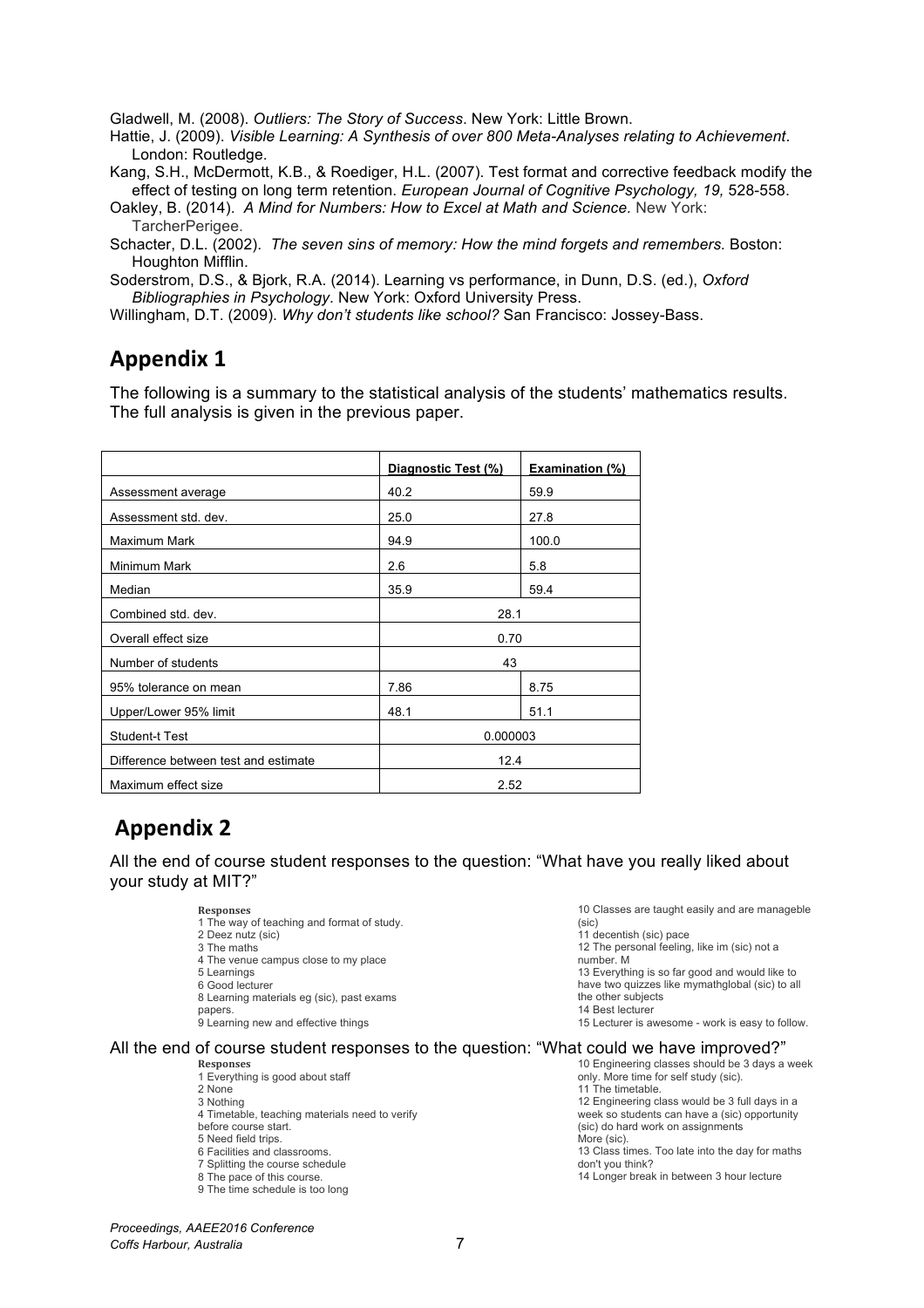Gladwell, M. (2008). *Outliers: The Story of Success*. New York: Little Brown.

Hattie, J. (2009). *Visible Learning: A Synthesis of over 800 Meta-Analyses relating to Achievement*. London: Routledge.

Kang, S.H., McDermott, K.B., & Roediger, H.L. (2007). Test format and corrective feedback modify the effect of testing on long term retention. *European Journal of Cognitive Psychology, 19,* 528-558.

Oakley, B. (2014). *A Mind for Numbers: How to Excel at Math and Science.* New York: TarcherPerigee.

Schacter, D.L. (2002). *The seven sins of memory: How the mind forgets and remembers.* Boston: Houghton Mifflin.

Soderstrom, D.S., & Bjork, R.A. (2014). Learning vs performance, in Dunn, D.S. (ed.), *Oxford Bibliographies in Psychology*. New York: Oxford University Press.

Willingham, D.T. (2009). *Why don't students like school?* San Francisco: Jossey-Bass.

## Appendix 1

The following is a summary to the statistical analysis of the students' mathematics results. The full analysis is given in the previous paper.

| | Diagnostic Test (%) | Examination (%) |
|---|---|---|
| Assessment average | 40.2 | 59.9 |
| Assessment std. dev. | 25.0 | 27.8 |
| Maximum Mark | 94.9 | 100.0 |
| Minimum Mark | 2.6 | 5.8 |
| Median | 35.9 | 59.4 |
| Combined std. dev. | 28.1 | |
| Overall effect size | 0.70 | |
| Number of students | 43 | |
| 95% tolerance on mean | 7.86 | 8.75 |
| Upper/Lower 95% limit | 48.1 | 51.1 |
| Student-t Test | 0.000003 | |
| Difference between test and estimate | 12.4 | |
| Maximum effect size | 2.52 | |

## Appendix 2

All the end of course student responses to the question: "What have you really liked about your study at MIT?"

**Responses**

1 The way of teaching and format of study.
2 Deez nutz (sic)
3 The maths
4 The venue campus close to my place
5 Learnings
6 Good lecturer
8 Learning materials eg (sic), past exams papers.
9 Learning new and effective things
10 Classes are taught easily and are manageble (sic)
11 decentish (sic) pace
12 The personal feeling, like im (sic) not a number. M
13 Everything is so far good and would like to have two quizzes like mymathglobal (sic) to all the other subjects
14 Best lecturer
15 Lecturer is awesome - work is easy to follow.

All the end of course student responses to the question: "What could we have improved?"

**Responses**

1 Everything is good about staff
2 None
3 Nothing
4 Timetable, teaching materials need to verify before course start.
5 Need field trips.
6 Facilities and classrooms.
7 Splitting the course schedule
8 The pace of this course.
9 The time schedule is too long
10 Engineering classes should be 3 days a week only. More time for self study (sic).
11 The timetable.
12 Engineering class would be 3 full days in a week so students can have a (sic) opportunity (sic) do hard work on assignments More (sic).
13 Class times. Too late into the day for maths don't you think?
14 Longer break in between 3 hour lecture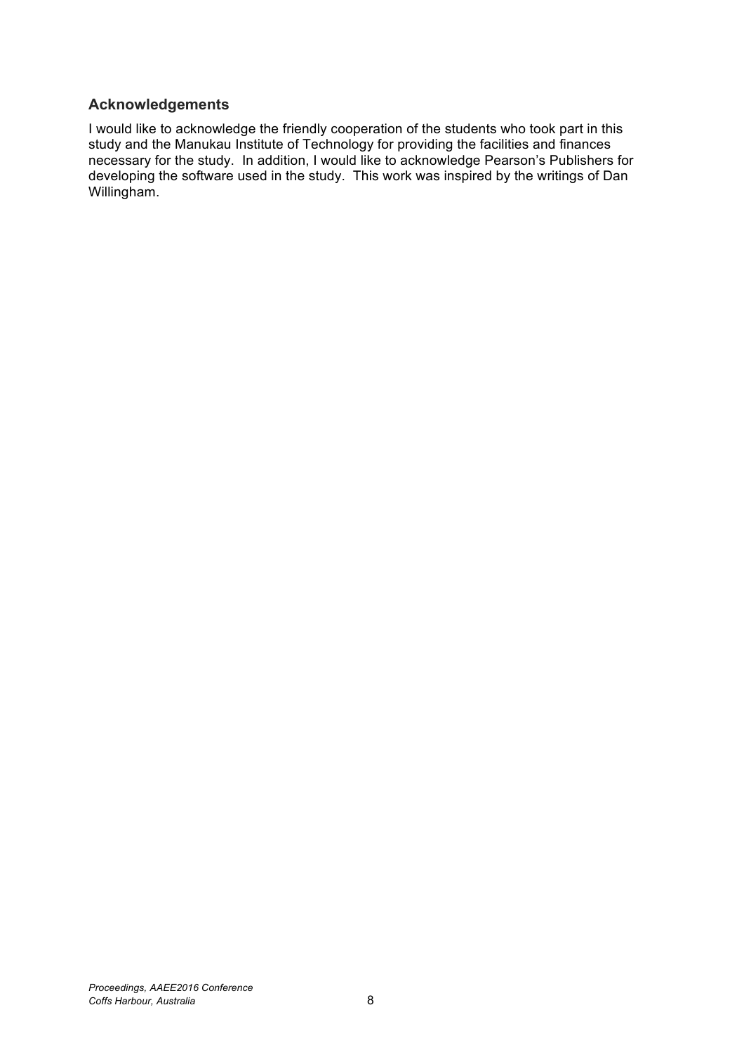## Acknowledgements

I would like to acknowledge the friendly cooperation of the students who took part in this study and the Manukau Institute of Technology for providing the facilities and finances necessary for the study. In addition, I would like to acknowledge Pearson's Publishers for developing the software used in the study. This work was inspired by the writings of Dan Willingham.